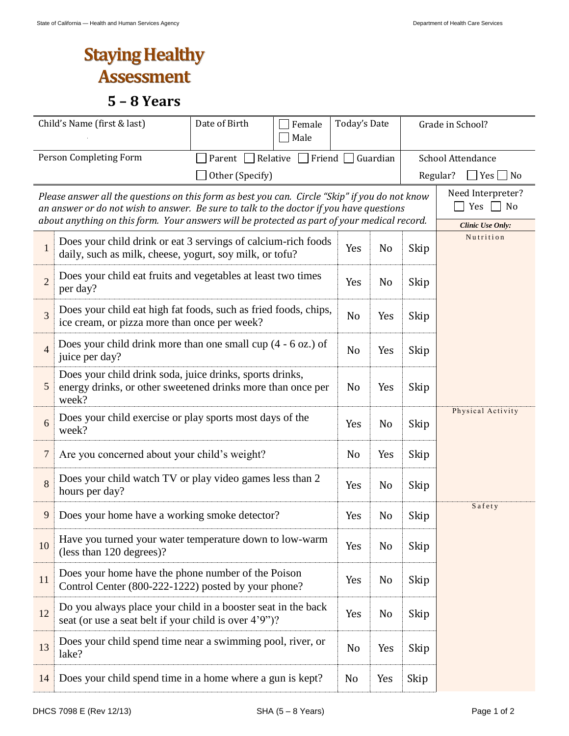# Staying Healthy Assessment

## 5 – 8 Years

| Child's Name (first & last) | Date of Birth | ☐ Female ☐ Male | Today's Date | Grade in School? |
|---|---|---|---|---|
| Person Completing Form | ☐ Parent ☐ Relative ☐ Friend ☐ Guardian ☐ Other (Specify) | | | School Attendance Regular? ☐ Yes ☐ No |

*Please answer all the questions on this form as best you can. Circle "Skip" if you do not know an answer or do not wish to answer. Be sure to talk to the doctor if you have questions about anything on this form. Your answers will be protected as part of your medical record.*

Need Interpreter? ☐ Yes ☐ No

| # | Question | | | | ***Clinic Use Only:*** |
|---|---|---|---|---|---|
| 1 | Does your child drink or eat 3 servings of calcium-rich foods daily, such as milk, cheese, yogurt, soy milk, or tofu? | Yes | No | Skip | Nutrition |
| 2 | Does your child eat fruits and vegetables at least two times per day? | Yes | No | Skip | |
| 3 | Does your child eat high fat foods, such as fried foods, chips, ice cream, or pizza more than once per week? | No | Yes | Skip | |
| 4 | Does your child drink more than one small cup (4 - 6 oz.) of juice per day? | No | Yes | Skip | |
| 5 | Does your child drink soda, juice drinks, sports drinks, energy drinks, or other sweetened drinks more than once per week? | No | Yes | Skip | |
| 6 | Does your child exercise or play sports most days of the week? | Yes | No | Skip | Physical Activity |
| 7 | Are you concerned about your child's weight? | No | Yes | Skip | |
| 8 | Does your child watch TV or play video games less than 2 hours per day? | Yes | No | Skip | |
| 9 | Does your home have a working smoke detector? | Yes | No | Skip | Safety |
| 10 | Have you turned your water temperature down to low-warm (less than 120 degrees)? | Yes | No | Skip | |
| 11 | Does your home have the phone number of the Poison Control Center (800-222-1222) posted by your phone? | Yes | No | Skip | |
| 12 | Do you always place your child in a booster seat in the back seat (or use a seat belt if your child is over 4'9")? | Yes | No | Skip | |
| 13 | Does your child spend time near a swimming pool, river, or lake? | No | Yes | Skip | |
| 14 | Does your child spend time in a home where a gun is kept? | No | Yes | Skip | |

DHCS 7098 E (Rev 12/13) SHA (5 – 8 Years)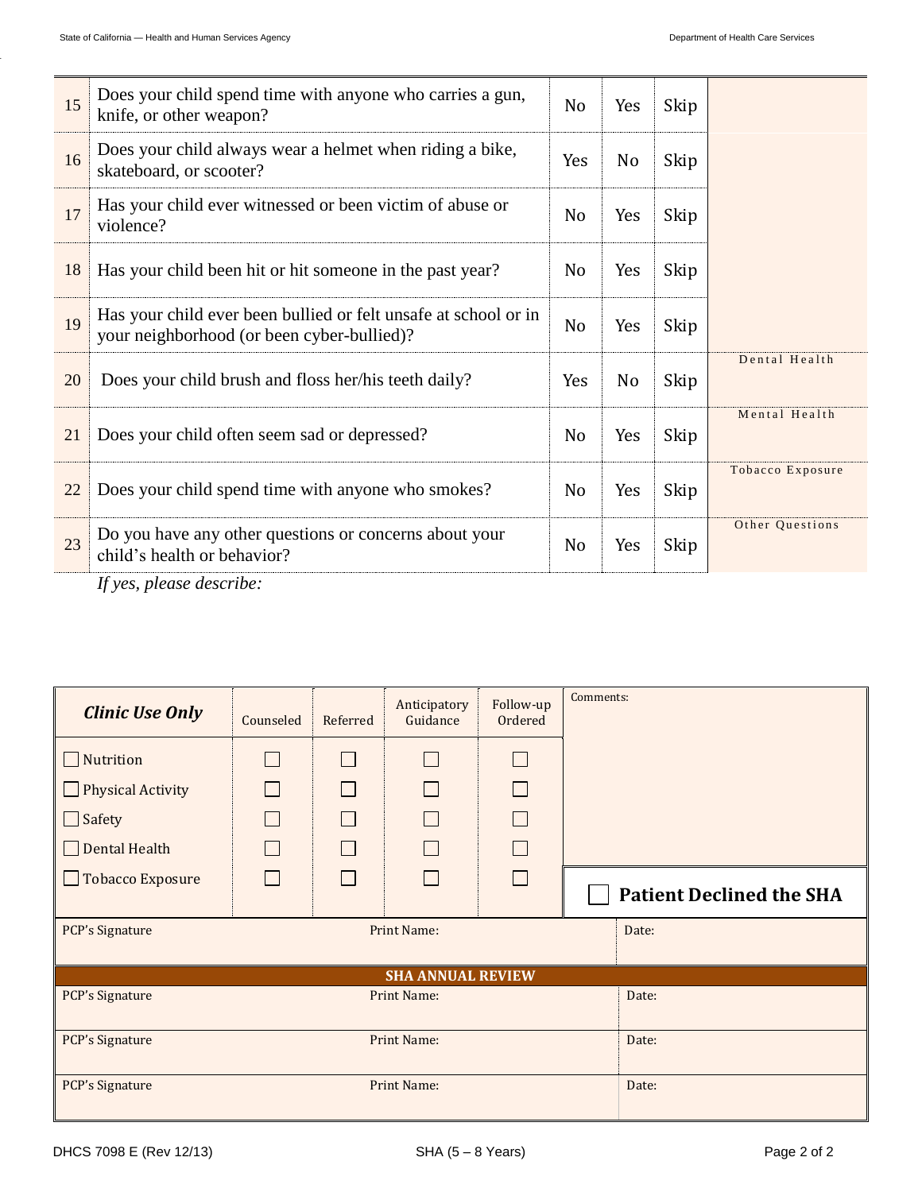| | | | | | |
|---|---|---|---|---|---|
| 15 | Does your child spend time with anyone who carries a gun, knife, or other weapon? | No | Yes | Skip | |
| 16 | Does your child always wear a helmet when riding a bike, skateboard, or scooter? | Yes | No | Skip | |
| 17 | Has your child ever witnessed or been victim of abuse or violence? | No | Yes | Skip | |
| 18 | Has your child been hit or hit someone in the past year? | No | Yes | Skip | |
| 19 | Has your child ever been bullied or felt unsafe at school or in your neighborhood (or been cyber-bullied)? | No | Yes | Skip | |
| 20 | Does your child brush and floss her/his teeth daily? | Yes | No | Skip | Dental Health |
| 21 | Does your child often seem sad or depressed? | No | Yes | Skip | Mental Health |
| 22 | Does your child spend time with anyone who smokes? | No | Yes | Skip | Tobacco Exposure |
| 23 | Do you have any other questions or concerns about your child's health or behavior? | No | Yes | Skip | Other Questions |

*If yes, please describe:*

| ***Clinic Use Only*** | Counseled | Referred | Anticipatory Guidance | Follow-up Ordered | Comments: |
|---|---|---|---|---|---|
| ☐ Nutrition | ☐ | ☐ | ☐ | ☐ | |
| ☐ Physical Activity | ☐ | ☐ | ☐ | ☐ | |
| ☐ Safety | ☐ | ☐ | ☐ | ☐ | |
| ☐ Dental Health | ☐ | ☐ | ☐ | ☐ | |
| ☐ Tobacco Exposure | ☐ | ☐ | ☐ | ☐ | ☐ **Patient Declined the SHA** |

| PCP's Signature | Print Name: | Date: |
|---|---|---|

**SHA ANNUAL REVIEW**

| | | |
|---|---|---|
| PCP's Signature | Print Name: | Date: |
| PCP's Signature | Print Name: | Date: |
| PCP's Signature | Print Name: | Date: |